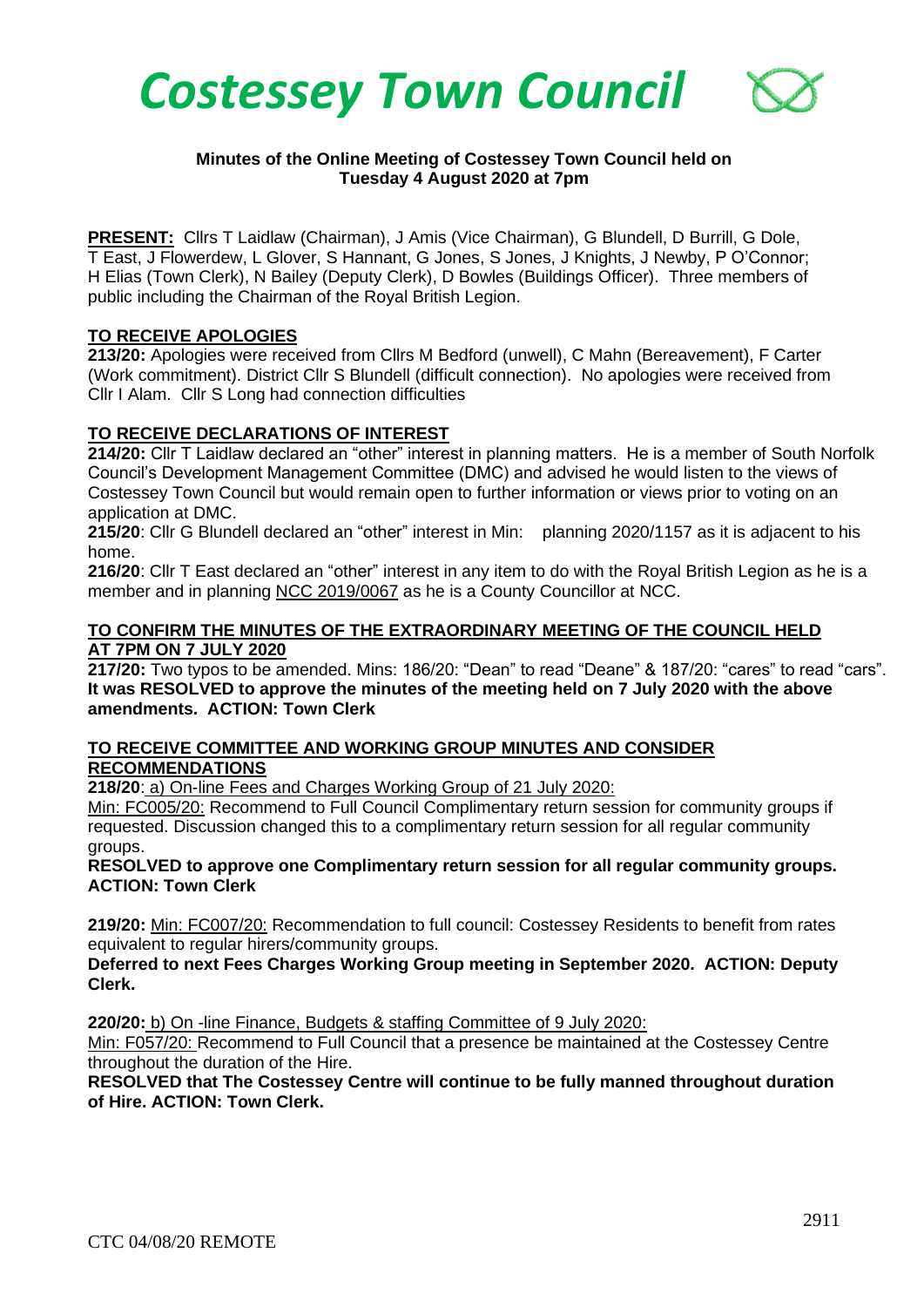# Costessey Town Council

**Minutes of the Online Meeting of Costessey Town Council held on Tuesday 4 August 2020 at 7pm**

**PRESENT:** Cllrs T Laidlaw (Chairman), J Amis (Vice Chairman), G Blundell, D Burrill, G Dole, T East, J Flowerdew, L Glover, S Hannant, G Jones, S Jones, J Knights, J Newby, P O'Connor; H Elias (Town Clerk), N Bailey (Deputy Clerk), D Bowles (Buildings Officer). Three members of public including the Chairman of the Royal British Legion.

**TO RECEIVE APOLOGIES**

**213/20:** Apologies were received from Cllrs M Bedford (unwell), C Mahn (Bereavement), F Carter (Work commitment). District Cllr S Blundell (difficult connection). No apologies were received from Cllr I Alam. Cllr S Long had connection difficulties

**TO RECEIVE DECLARATIONS OF INTEREST**

**214/20:** Cllr T Laidlaw declared an "other" interest in planning matters. He is a member of South Norfolk Council's Development Management Committee (DMC) and advised he would listen to the views of Costessey Town Council but would remain open to further information or views prior to voting on an application at DMC.

**215/20**: Cllr G Blundell declared an "other" interest in Min: planning 2020/1157 as it is adjacent to his home.

**216/20**: Cllr T East declared an "other" interest in any item to do with the Royal British Legion as he is a member and in planning NCC 2019/0067 as he is a County Councillor at NCC.

**TO CONFIRM THE MINUTES OF THE EXTRAORDINARY MEETING OF THE COUNCIL HELD AT 7PM ON 7 JULY 2020**

**217/20:** Two typos to be amended. Mins: 186/20: "Dean" to read "Deane" & 187/20: "cares" to read "cars". **It was RESOLVED to approve the minutes of the meeting held on 7 July 2020 with the above amendments. ACTION: Town Clerk**

**TO RECEIVE COMMITTEE AND WORKING GROUP MINUTES AND CONSIDER RECOMMENDATIONS**

**218/20**: a) On-line Fees and Charges Working Group of 21 July 2020:

Min: FC005/20: Recommend to Full Council Complimentary return session for community groups if requested. Discussion changed this to a complimentary return session for all regular community groups.

**RESOLVED to approve one Complimentary return session for all regular community groups. ACTION: Town Clerk**

**219/20:** Min: FC007/20: Recommendation to full council: Costessey Residents to benefit from rates equivalent to regular hirers/community groups.

**Deferred to next Fees Charges Working Group meeting in September 2020. ACTION: Deputy Clerk.**

**220/20:** b) On -line Finance, Budgets & staffing Committee of 9 July 2020:

Min: F057/20: Recommend to Full Council that a presence be maintained at the Costessey Centre throughout the duration of the Hire.

**RESOLVED that The Costessey Centre will continue to be fully manned throughout duration of Hire. ACTION: Town Clerk.**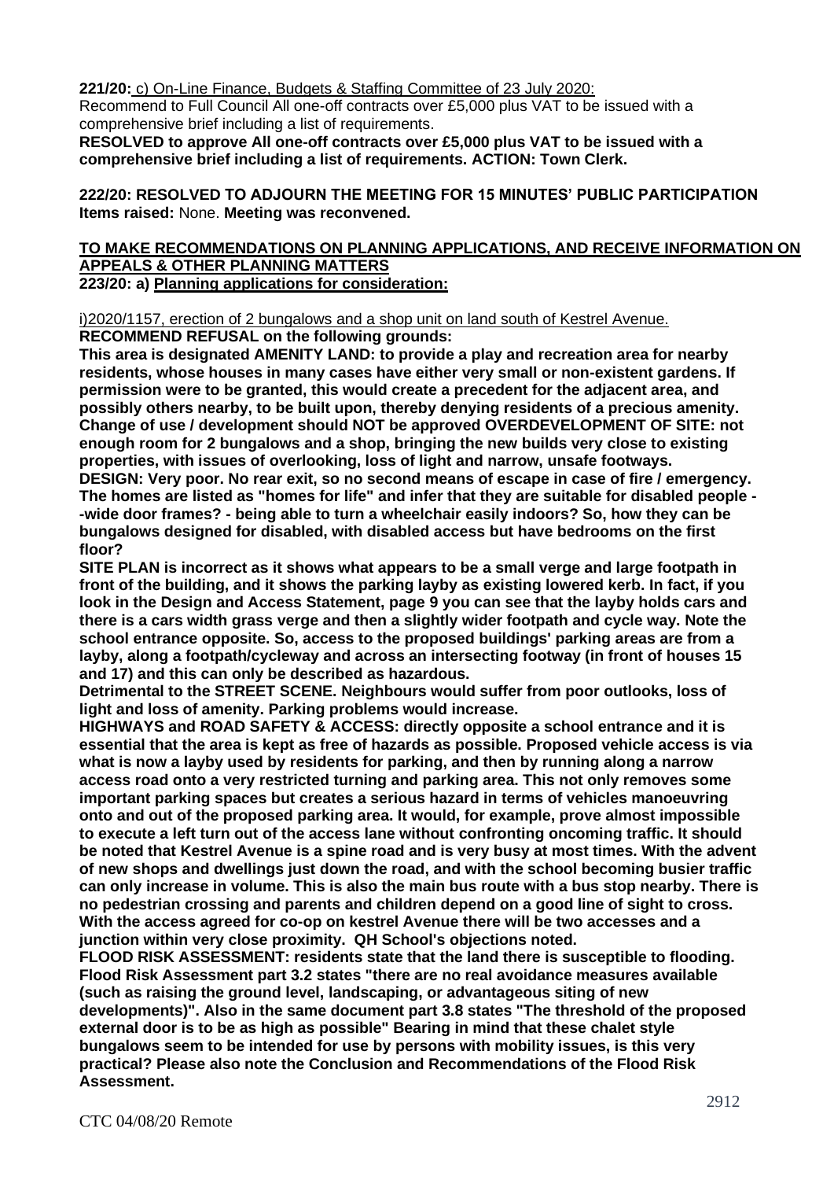**221/20:** c) On-Line Finance, Budgets & Staffing Committee of 23 July 2020:

Recommend to Full Council All one-off contracts over £5,000 plus VAT to be issued with a comprehensive brief including a list of requirements.

**RESOLVED to approve All one-off contracts over £5,000 plus VAT to be issued with a comprehensive brief including a list of requirements. ACTION: Town Clerk.**

**222/20: RESOLVED TO ADJOURN THE MEETING FOR 15 MINUTES' PUBLIC PARTICIPATION**
**Items raised:** None. **Meeting was reconvened.**

**TO MAKE RECOMMENDATIONS ON PLANNING APPLICATIONS, AND RECEIVE INFORMATION ON APPEALS & OTHER PLANNING MATTERS**

**223/20: a) Planning applications for consideration:**

i)2020/1157, erection of 2 bungalows and a shop unit on land south of Kestrel Avenue.

**RECOMMEND REFUSAL on the following grounds:**

**This area is designated AMENITY LAND: to provide a play and recreation area for nearby residents, whose houses in many cases have either very small or non-existent gardens. If permission were to be granted, this would create a precedent for the adjacent area, and possibly others nearby, to be built upon, thereby denying residents of a precious amenity. Change of use / development should NOT be approved OVERDEVELOPMENT OF SITE: not enough room for 2 bungalows and a shop, bringing the new builds very close to existing properties, with issues of overlooking, loss of light and narrow, unsafe footways.**

**DESIGN: Very poor. No rear exit, so no second means of escape in case of fire / emergency. The homes are listed as "homes for life" and infer that they are suitable for disabled people - -wide door frames? - being able to turn a wheelchair easily indoors? So, how they can be bungalows designed for disabled, with disabled access but have bedrooms on the first floor?**

**SITE PLAN is incorrect as it shows what appears to be a small verge and large footpath in front of the building, and it shows the parking layby as existing lowered kerb. In fact, if you look in the Design and Access Statement, page 9 you can see that the layby holds cars and there is a cars width grass verge and then a slightly wider footpath and cycle way. Note the school entrance opposite. So, access to the proposed buildings' parking areas are from a layby, along a footpath/cycleway and across an intersecting footway (in front of houses 15 and 17) and this can only be described as hazardous.**

**Detrimental to the STREET SCENE. Neighbours would suffer from poor outlooks, loss of light and loss of amenity. Parking problems would increase.**

**HIGHWAYS and ROAD SAFETY & ACCESS: directly opposite a school entrance and it is essential that the area is kept as free of hazards as possible. Proposed vehicle access is via what is now a layby used by residents for parking, and then by running along a narrow access road onto a very restricted turning and parking area. This not only removes some important parking spaces but creates a serious hazard in terms of vehicles manoeuvring onto and out of the proposed parking area. It would, for example, prove almost impossible to execute a left turn out of the access lane without confronting oncoming traffic. It should be noted that Kestrel Avenue is a spine road and is very busy at most times. With the advent of new shops and dwellings just down the road, and with the school becoming busier traffic can only increase in volume. This is also the main bus route with a bus stop nearby. There is no pedestrian crossing and parents and children depend on a good line of sight to cross. With the access agreed for co-op on kestrel Avenue there will be two accesses and a junction within very close proximity. QH School's objections noted.**

**FLOOD RISK ASSESSMENT: residents state that the land there is susceptible to flooding. Flood Risk Assessment part 3.2 states "there are no real avoidance measures available (such as raising the ground level, landscaping, or advantageous siting of new developments)". Also in the same document part 3.8 states "The threshold of the proposed external door is to be as high as possible" Bearing in mind that these chalet style bungalows seem to be intended for use by persons with mobility issues, is this very practical? Please also note the Conclusion and Recommendations of the Flood Risk Assessment.**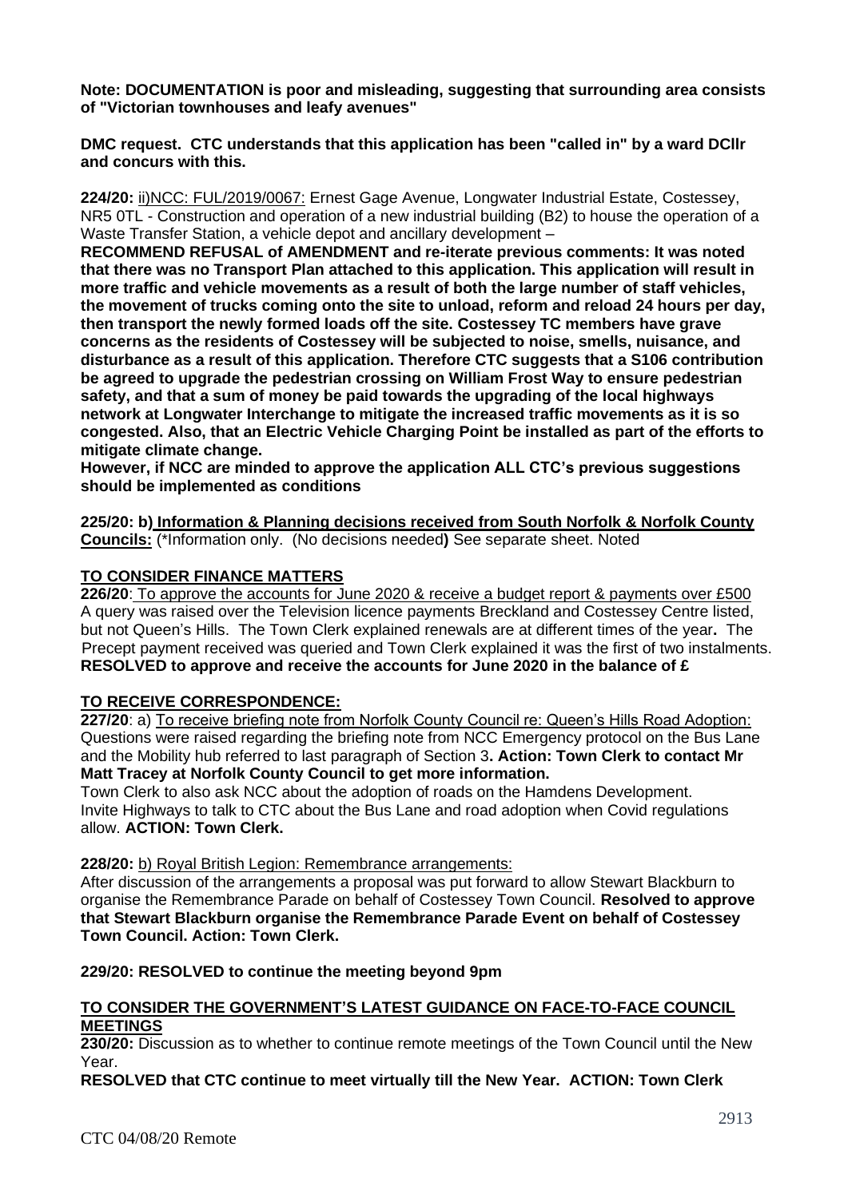**Note: DOCUMENTATION is poor and misleading, suggesting that surrounding area consists of "Victorian townhouses and leafy avenues"**

**DMC request. CTC understands that this application has been "called in" by a ward DCllr and concurs with this.**

**224/20:** ii)NCC: FUL/2019/0067: Ernest Gage Avenue, Longwater Industrial Estate, Costessey, NR5 0TL - Construction and operation of a new industrial building (B2) to house the operation of a Waste Transfer Station, a vehicle depot and ancillary development –

**RECOMMEND REFUSAL of AMENDMENT and re-iterate previous comments: It was noted that there was no Transport Plan attached to this application. This application will result in more traffic and vehicle movements as a result of both the large number of staff vehicles, the movement of trucks coming onto the site to unload, reform and reload 24 hours per day, then transport the newly formed loads off the site. Costessey TC members have grave concerns as the residents of Costessey will be subjected to noise, smells, nuisance, and disturbance as a result of this application. Therefore CTC suggests that a S106 contribution be agreed to upgrade the pedestrian crossing on William Frost Way to ensure pedestrian safety, and that a sum of money be paid towards the upgrading of the local highways network at Longwater Interchange to mitigate the increased traffic movements as it is so congested. Also, that an Electric Vehicle Charging Point be installed as part of the efforts to mitigate climate change.**

**However, if NCC are minded to approve the application ALL CTC's previous suggestions should be implemented as conditions**

**225/20: b) Information & Planning decisions received from South Norfolk & Norfolk County Councils:** (*Information only. (No decisions needed**)** See separate sheet. Noted

## TO CONSIDER FINANCE MATTERS

**226/20**: To approve the accounts for June 2020 & receive a budget report & payments over £500
A query was raised over the Television licence payments Breckland and Costessey Centre listed, but not Queen's Hills. The Town Clerk explained renewals are at different times of the year**.** The Precept payment received was queried and Town Clerk explained it was the first of two instalments.
**RESOLVED to approve and receive the accounts for June 2020 in the balance of £**

## TO RECEIVE CORRESPONDENCE:

**227/20**: a) To receive briefing note from Norfolk County Council re: Queen's Hills Road Adoption:
Questions were raised regarding the briefing note from NCC Emergency protocol on the Bus Lane and the Mobility hub referred to last paragraph of Section 3**. Action: Town Clerk to contact Mr Matt Tracey at Norfolk County Council to get more information.**
Town Clerk to also ask NCC about the adoption of roads on the Hamdens Development.
Invite Highways to talk to CTC about the Bus Lane and road adoption when Covid regulations allow. **ACTION: Town Clerk.**

**228/20:** b) Royal British Legion: Remembrance arrangements:
After discussion of the arrangements a proposal was put forward to allow Stewart Blackburn to organise the Remembrance Parade on behalf of Costessey Town Council. **Resolved to approve that Stewart Blackburn organise the Remembrance Parade Event on behalf of Costessey Town Council. Action: Town Clerk.**

**229/20: RESOLVED to continue the meeting beyond 9pm**

## TO CONSIDER THE GOVERNMENT'S LATEST GUIDANCE ON FACE-TO-FACE COUNCIL MEETINGS

**230/20:** Discussion as to whether to continue remote meetings of the Town Council until the New Year.
**RESOLVED that CTC continue to meet virtually till the New Year. ACTION: Town Clerk**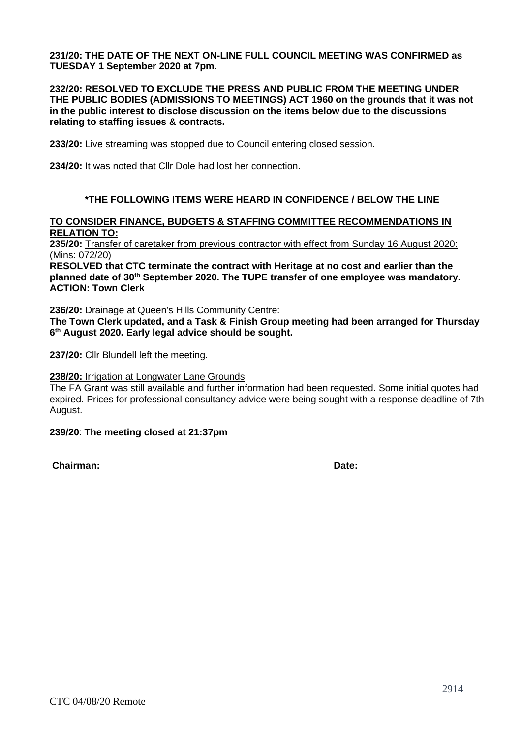**231/20: THE DATE OF THE NEXT ON-LINE FULL COUNCIL MEETING WAS CONFIRMED as TUESDAY 1 September 2020 at 7pm.**

**232/20: RESOLVED TO EXCLUDE THE PRESS AND PUBLIC FROM THE MEETING UNDER THE PUBLIC BODIES (ADMISSIONS TO MEETINGS) ACT 1960 on the grounds that it was not in the public interest to disclose discussion on the items below due to the discussions relating to staffing issues & contracts.**

**233/20:** Live streaming was stopped due to Council entering closed session.

**234/20:** It was noted that Cllr Dole had lost her connection.

**\*THE FOLLOWING ITEMS WERE HEARD IN CONFIDENCE / BELOW THE LINE**

**TO CONSIDER FINANCE, BUDGETS & STAFFING COMMITTEE RECOMMENDATIONS IN RELATION TO:**

**235/20:** Transfer of caretaker from previous contractor with effect from Sunday 16 August 2020: (Mins: 072/20)

**RESOLVED that CTC terminate the contract with Heritage at no cost and earlier than the planned date of 30th September 2020. The TUPE transfer of one employee was mandatory. ACTION: Town Clerk**

**236/20:** Drainage at Queen's Hills Community Centre:

**The Town Clerk updated, and a Task & Finish Group meeting had been arranged for Thursday 6th August 2020. Early legal advice should be sought.**

**237/20:** Cllr Blundell left the meeting.

**238/20:** Irrigation at Longwater Lane Grounds

The FA Grant was still available and further information had been requested. Some initial quotes had expired. Prices for professional consultancy advice were being sought with a response deadline of 7th August.

**239/20**: **The meeting closed at 21:37pm**

**Chairman:** **Date:**